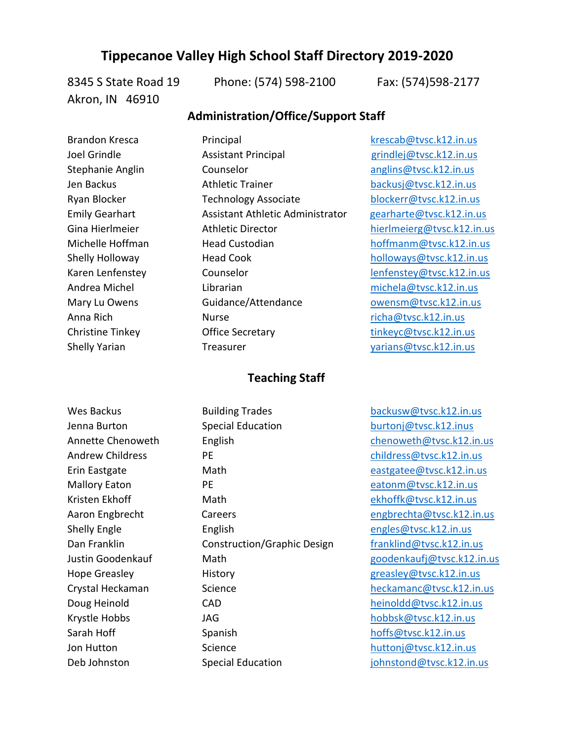# Tippecanoe Valley High School Staff Directory 2019-2020

8345 S State Road 19 Akron, IN 46910 Phone: (574) 598-2100 Fax: (574)598-2177

## Administration/Office/Support Staff

| | | |
|---|---|---|
| Brandon Kresca | Principal | krescab@tvsc.k12.in.us |
| Joel Grindle | Assistant Principal | grindlej@tvsc.k12.in.us |
| Stephanie Anglin | Counselor | anglins@tvsc.k12.in.us |
| Jen Backus | Athletic Trainer | backusj@tvsc.k12.in.us |
| Ryan Blocker | Technology Associate | blockerr@tvsc.k12.in.us |
| Emily Gearhart | Assistant Athletic Administrator | gearharte@tvsc.k12.in.us |
| Gina Hierlmeier | Athletic Director | hierlmeierg@tvsc.k12.in.us |
| Michelle Hoffman | Head Custodian | hoffmanm@tvsc.k12.in.us |
| Shelly Holloway | Head Cook | holloways@tvsc.k12.in.us |
| Karen Lenfenstey | Counselor | lenfenstey@tvsc.k12.in.us |
| Andrea Michel | Librarian | michela@tvsc.k12.in.us |
| Mary Lu Owens | Guidance/Attendance | owensm@tvsc.k12.in.us |
| Anna Rich | Nurse | richa@tvsc.k12.in.us |
| Christine Tinkey | Office Secretary | tinkeyc@tvsc.k12.in.us |
| Shelly Yarian | Treasurer | yarians@tvsc.k12.in.us |

## Teaching Staff

| | | |
|---|---|---|
| Wes Backus | Building Trades | backusw@tvsc.k12.in.us |
| Jenna Burton | Special Education | burtonj@tvsc.k12.inus |
| Annette Chenoweth | English | chenoweth@tvsc.k12.in.us |
| Andrew Childress | PE | childress@tvsc.k12.in.us |
| Erin Eastgate | Math | eastgatee@tvsc.k12.in.us |
| Mallory Eaton | PE | eatonm@tvsc.k12.in.us |
| Kristen Ekhoff | Math | ekhoffk@tvsc.k12.in.us |
| Aaron Engbrecht | Careers | engbrechta@tvsc.k12.in.us |
| Shelly Engle | English | engles@tvsc.k12.in.us |
| Dan Franklin | Construction/Graphic Design | franklind@tvsc.k12.in.us |
| Justin Goodenkauf | Math | goodenkaufj@tvsc.k12.in.us |
| Hope Greasley | History | greasley@tvsc.k12.in.us |
| Crystal Heckaman | Science | heckamanc@tvsc.k12.in.us |
| Doug Heinold | CAD | heinoldd@tvsc.k12.in.us |
| Krystle Hobbs | JAG | hobbsk@tvsc.k12.in.us |
| Sarah Hoff | Spanish | hoffs@tvsc.k12.in.us |
| Jon Hutton | Science | huttonj@tvsc.k12.in.us |
| Deb Johnston | Special Education | johnstond@tvsc.k12.in.us |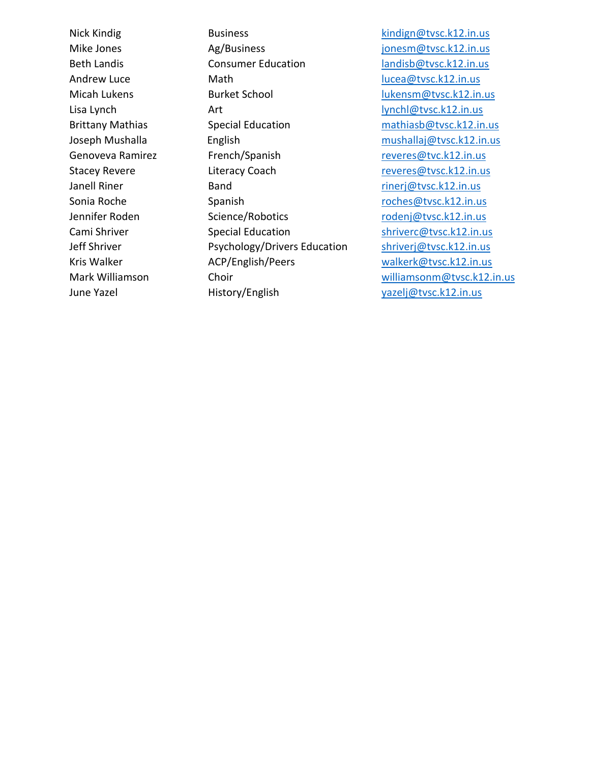| | | |
|---|---|---|
| Nick Kindig | Business | kindign@tvsc.k12.in.us |
| Mike Jones | Ag/Business | jonesm@tvsc.k12.in.us |
| Beth Landis | Consumer Education | landisb@tvsc.k12.in.us |
| Andrew Luce | Math | lucea@tvsc.k12.in.us |
| Micah Lukens | Burket School | lukensm@tvsc.k12.in.us |
| Lisa Lynch | Art | lynchl@tvsc.k12.in.us |
| Brittany Mathias | Special Education | mathiasb@tvsc.k12.in.us |
| Joseph Mushalla | English | mushallaj@tvsc.k12.in.us |
| Genoveva Ramirez | French/Spanish | reveres@tvc.k12.in.us |
| Stacey Revere | Literacy Coach | reveres@tvsc.k12.in.us |
| Janell Riner | Band | rinerj@tvsc.k12.in.us |
| Sonia Roche | Spanish | roches@tvsc.k12.in.us |
| Jennifer Roden | Science/Robotics | rodenj@tvsc.k12.in.us |
| Cami Shriver | Special Education | shriverc@tvsc.k12.in.us |
| Jeff Shriver | Psychology/Drivers Education | shriverj@tvsc.k12.in.us |
| Kris Walker | ACP/English/Peers | walkerk@tvsc.k12.in.us |
| Mark Williamson | Choir | williamsonm@tvsc.k12.in.us |
| June Yazel | History/English | yazelj@tvsc.k12.in.us |